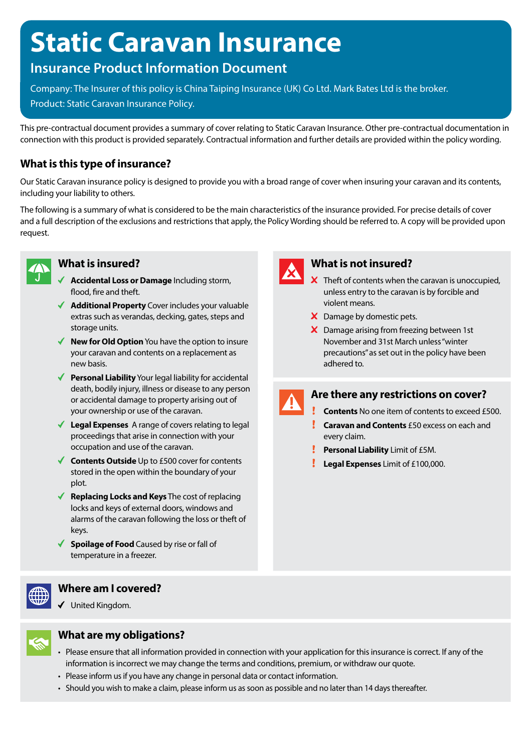# Static Caravan Insurance

## Insurance Product Information Document

Company: The Insurer of this policy is China Taiping Insurance (UK) Co Ltd. Mark Bates Ltd is the broker.

Product: Static Caravan Insurance Policy.

This pre-contractual document provides a summary of cover relating to Static Caravan Insurance. Other pre-contractual documentation in connection with this product is provided separately. Contractual information and further details are provided within the policy wording.

### What is this type of insurance?

Our Static Caravan insurance policy is designed to provide you with a broad range of cover when insuring your caravan and its contents, including your liability to others.

The following is a summary of what is considered to be the main characteristics of the insurance provided. For precise details of cover and a full description of the exclusions and restrictions that apply, the Policy Wording should be referred to. A copy will be provided upon request.

### What is insured?

- ✓ **Accidental Loss or Damage** Including storm, flood, fire and theft.
- ✓ **Additional Property** Cover includes your valuable extras such as verandas, decking, gates, steps and storage units.
- ✓ **New for Old Option** You have the option to insure your caravan and contents on a replacement as new basis.
- ✓ **Personal Liability** Your legal liability for accidental death, bodily injury, illness or disease to any person or accidental damage to property arising out of your ownership or use of the caravan.
- ✓ **Legal Expenses** A range of covers relating to legal proceedings that arise in connection with your occupation and use of the caravan.
- ✓ **Contents Outside** Up to £500 cover for contents stored in the open within the boundary of your plot.
- ✓ **Replacing Locks and Keys** The cost of replacing locks and keys of external doors, windows and alarms of the caravan following the loss or theft of keys.
- ✓ **Spoilage of Food** Caused by rise or fall of temperature in a freezer.

### What is not insured?

- ✗ Theft of contents when the caravan is unoccupied, unless entry to the caravan is by forcible and violent means.
- ✗ Damage by domestic pets.
- ✗ Damage arising from freezing between 1st November and 31st March unless "winter precautions" as set out in the policy have been adhered to.

### Are there any restrictions on cover?

- ! **Contents** No one item of contents to exceed £500.
- ! **Caravan and Contents** £50 excess on each and every claim.
- ! **Personal Liability** Limit of £5M.
- ! **Legal Expenses** Limit of £100,000.

### Where am I covered?

- ✓ United Kingdom.

### What are my obligations?

- Please ensure that all information provided in connection with your application for this insurance is correct. If any of the information is incorrect we may change the terms and conditions, premium, or withdraw our quote.
- Please inform us if you have any change in personal data or contact information.
- Should you wish to make a claim, please inform us as soon as possible and no later than 14 days thereafter.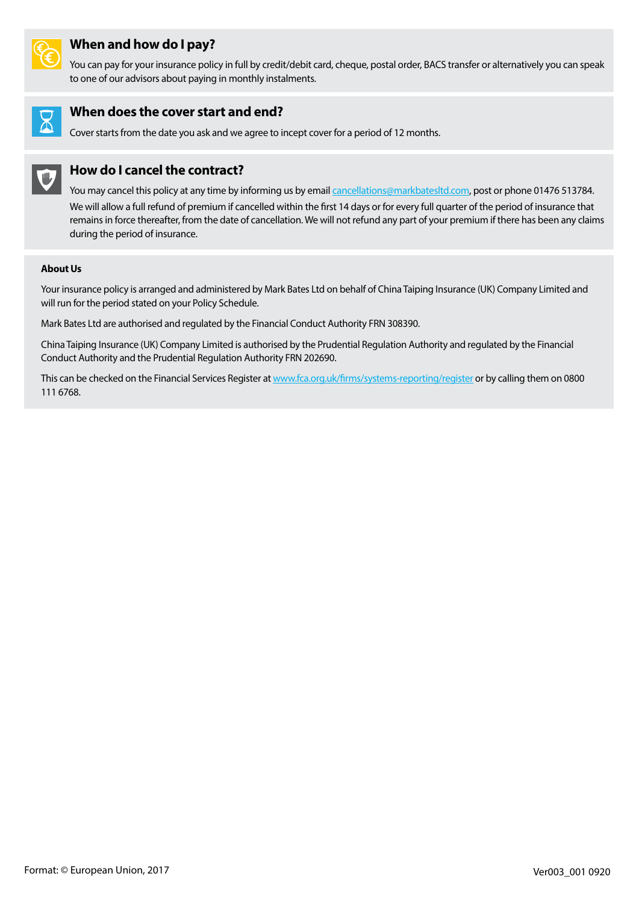## When and how do I pay?

You can pay for your insurance policy in full by credit/debit card, cheque, postal order, BACS transfer or alternatively you can speak to one of our advisors about paying in monthly instalments.

## When does the cover start and end?

Cover starts from the date you ask and we agree to incept cover for a period of 12 months.

## How do I cancel the contract?

You may cancel this policy at any time by informing us by email cancellations@markbatesltd.com, post or phone 01476 513784. We will allow a full refund of premium if cancelled within the first 14 days or for every full quarter of the period of insurance that remains in force thereafter, from the date of cancellation. We will not refund any part of your premium if there has been any claims during the period of insurance.

**About Us**

Your insurance policy is arranged and administered by Mark Bates Ltd on behalf of China Taiping Insurance (UK) Company Limited and will run for the period stated on your Policy Schedule.

Mark Bates Ltd are authorised and regulated by the Financial Conduct Authority FRN 308390.

China Taiping Insurance (UK) Company Limited is authorised by the Prudential Regulation Authority and regulated by the Financial Conduct Authority and the Prudential Regulation Authority FRN 202690.

This can be checked on the Financial Services Register at www.fca.org.uk/firms/systems-reporting/register or by calling them on 0800 111 6768.

Format: © European Union, 2017

Ver003_001 0920